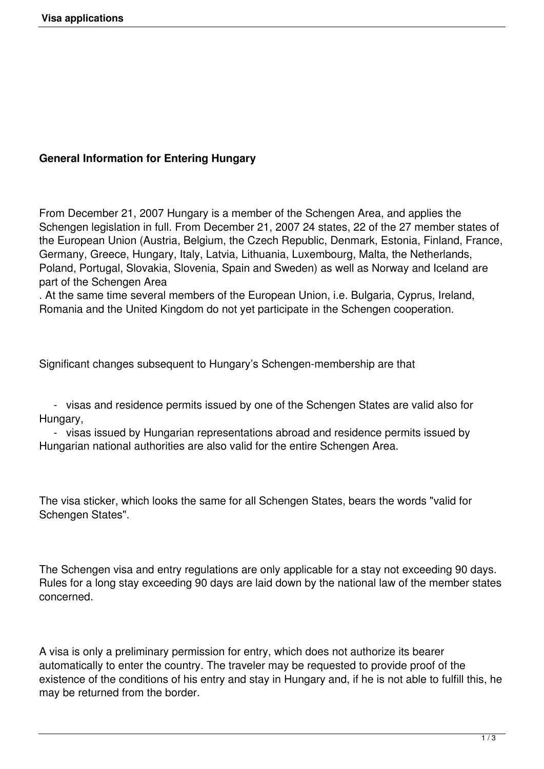# General Information for Entering Hungary

From December 21, 2007 Hungary is a member of the Schengen Area, and applies the Schengen legislation in full. From December 21, 2007 24 states, 22 of the 27 member states of the European Union (Austria, Belgium, the Czech Republic, Denmark, Estonia, Finland, France, Germany, Greece, Hungary, Italy, Latvia, Lithuania, Luxembourg, Malta, the Netherlands, Poland, Portugal, Slovakia, Slovenia, Spain and Sweden) as well as Norway and Iceland are part of the Schengen Area

. At the same time several members of the European Union, i.e. Bulgaria, Cyprus, Ireland, Romania and the United Kingdom do not yet participate in the Schengen cooperation.

Significant changes subsequent to Hungary's Schengen-membership are that

- visas and residence permits issued by one of the Schengen States are valid also for Hungary,
- visas issued by Hungarian representations abroad and residence permits issued by Hungarian national authorities are also valid for the entire Schengen Area.

The visa sticker, which looks the same for all Schengen States, bears the words "valid for Schengen States".

The Schengen visa and entry regulations are only applicable for a stay not exceeding 90 days. Rules for a long stay exceeding 90 days are laid down by the national law of the member states concerned.

A visa is only a preliminary permission for entry, which does not authorize its bearer automatically to enter the country. The traveler may be requested to provide proof of the existence of the conditions of his entry and stay in Hungary and, if he is not able to fulfill this, he may be returned from the border.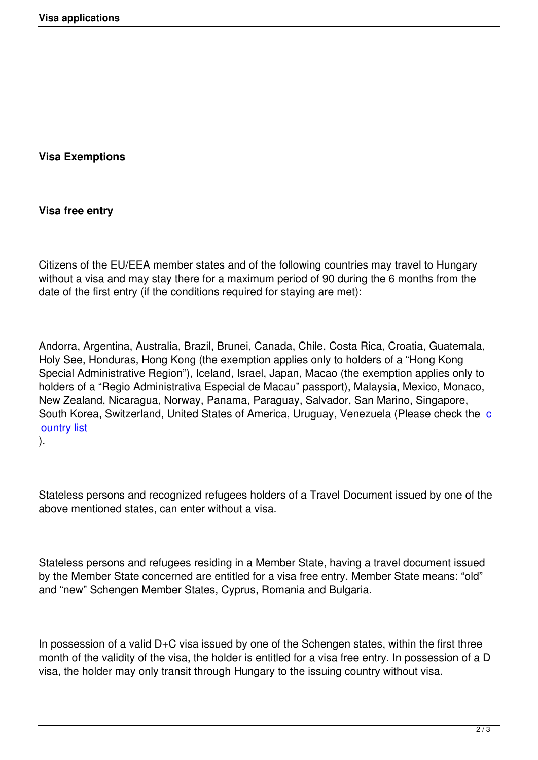## Visa Exemptions

### Visa free entry

Citizens of the EU/EEA member states and of the following countries may travel to Hungary without a visa and may stay there for a maximum period of 90 during the 6 months from the date of the first entry (if the conditions required for staying are met):

Andorra, Argentina, Australia, Brazil, Brunei, Canada, Chile, Costa Rica, Croatia, Guatemala, Holy See, Honduras, Hong Kong (the exemption applies only to holders of a "Hong Kong Special Administrative Region"), Iceland, Israel, Japan, Macao (the exemption applies only to holders of a "Regio Administrativa Especial de Macau" passport), Malaysia, Mexico, Monaco, New Zealand, Nicaragua, Norway, Panama, Paraguay, Salvador, San Marino, Singapore, South Korea, Switzerland, United States of America, Uruguay, Venezuela (Please check the country list).

Stateless persons and recognized refugees holders of a Travel Document issued by one of the above mentioned states, can enter without a visa.

Stateless persons and refugees residing in a Member State, having a travel document issued by the Member State concerned are entitled for a visa free entry. Member State means: "old" and "new" Schengen Member States, Cyprus, Romania and Bulgaria.

In possession of a valid D+C visa issued by one of the Schengen states, within the first three month of the validity of the visa, the holder is entitled for a visa free entry. In possession of a D visa, the holder may only transit through Hungary to the issuing country without visa.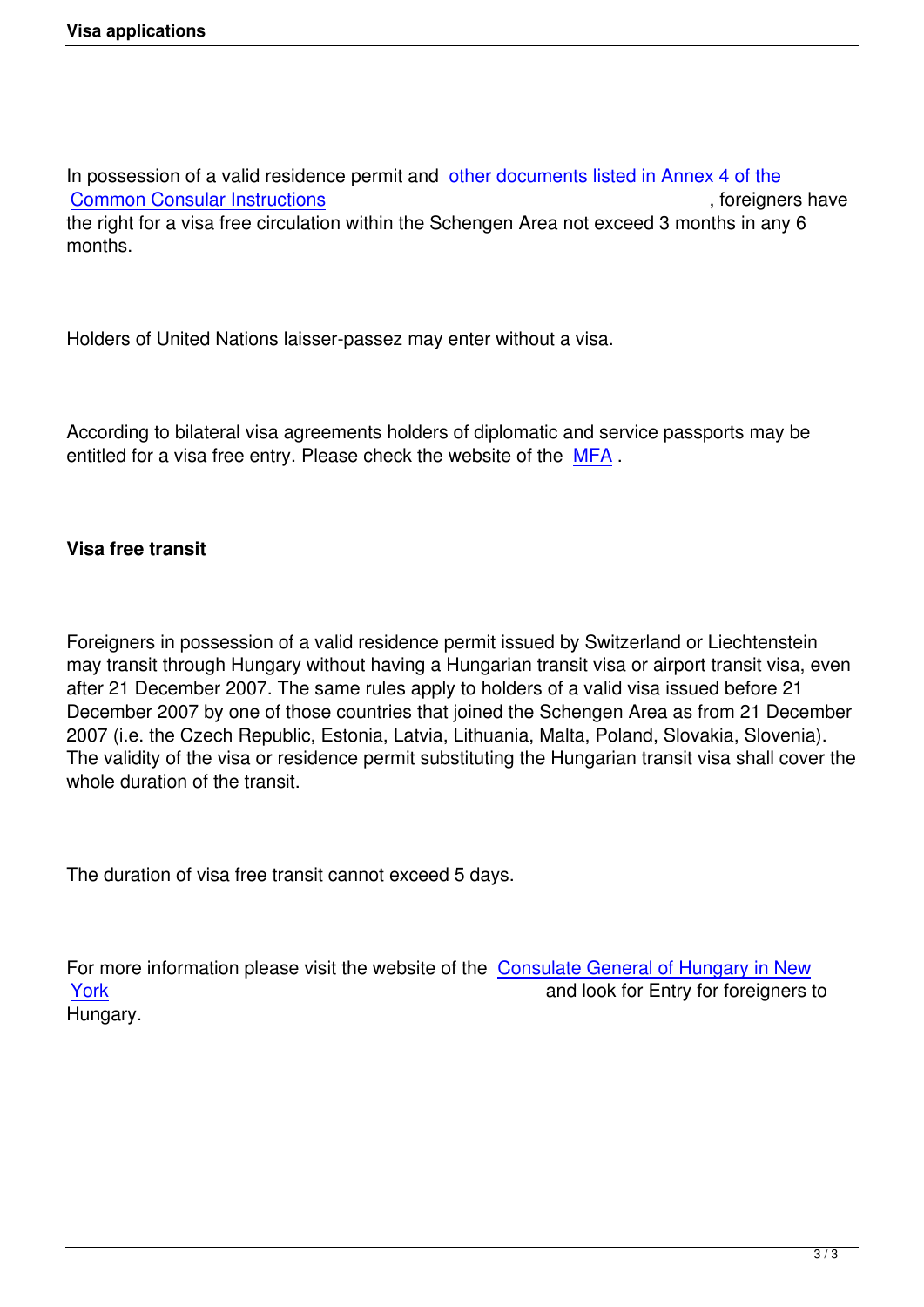In possession of a valid residence permit and other documents listed in Annex 4 of the Common Consular Instructions, foreigners have the right for a visa free circulation within the Schengen Area not exceed 3 months in any 6 months.

Holders of United Nations laisser-passez may enter without a visa.

According to bilateral visa agreements holders of diplomatic and service passports may be entitled for a visa free entry. Please check the website of the MFA .

**Visa free transit**

Foreigners in possession of a valid residence permit issued by Switzerland or Liechtenstein may transit through Hungary without having a Hungarian transit visa or airport transit visa, even after 21 December 2007. The same rules apply to holders of a valid visa issued before 21 December 2007 by one of those countries that joined the Schengen Area as from 21 December 2007 (i.e. the Czech Republic, Estonia, Latvia, Lithuania, Malta, Poland, Slovakia, Slovenia). The validity of the visa or residence permit substituting the Hungarian transit visa shall cover the whole duration of the transit.

The duration of visa free transit cannot exceed 5 days.

For more information please visit the website of the Consulate General of Hungary in New York and look for Entry for foreigners to Hungary.